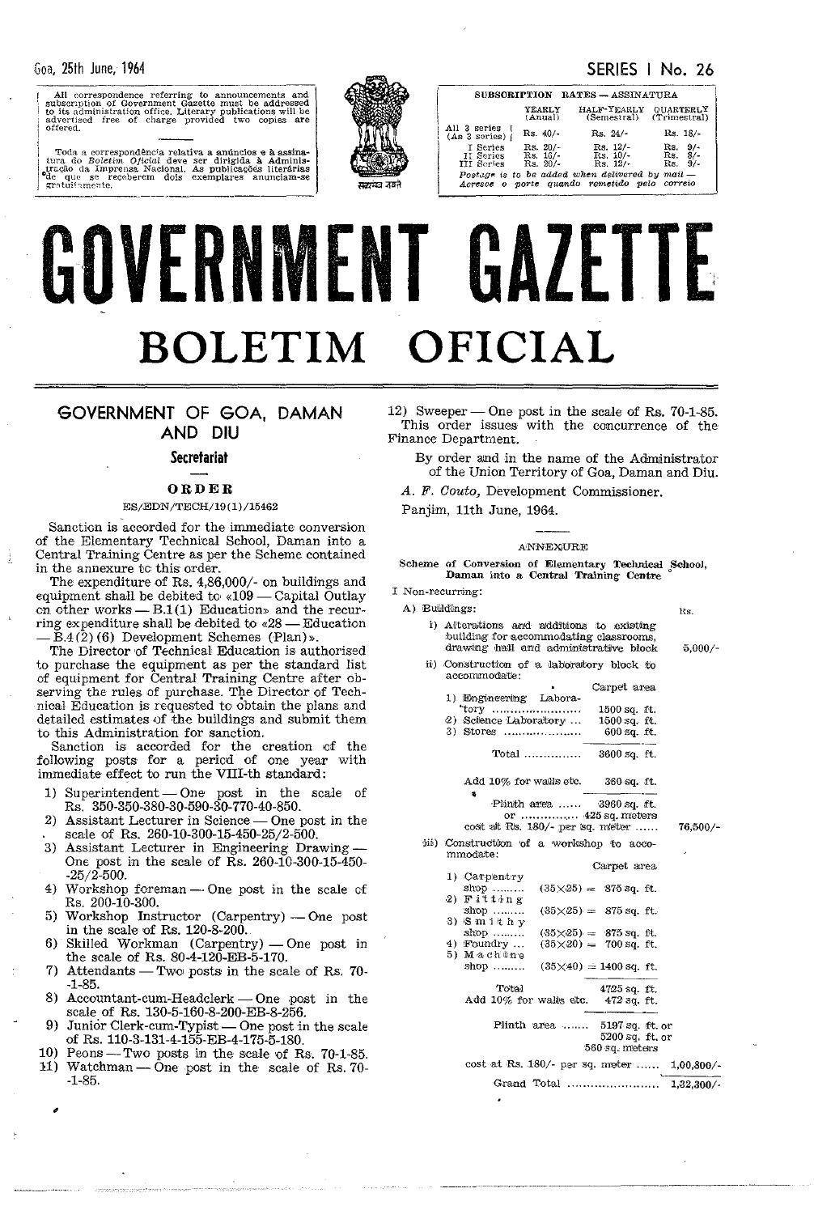Goa, 25th June, 1964

SERIES I No. 26

All correspondence referring to announcements and subscription of Government Gazette must be addressed to its administration office. Literary publications will be advertised free of charge provided two copies are offered.

Toda a correspondência relativa a anúncios e à assinatura do *Boletim Oficial* deve ser dirigida à Administração da Imprensa Nacional. As publicações literárias de que se receberem dois exemplares anunciam-se gratuitamente.

| SUBSCRIPTION RATES — ASSINATURA | YEARLY (Anual) | HALF-YEARLY (Semestral) | QUARTERLY (Trimestral) |
|---|---|---|---|
| All 3 series (As 3 series) | Rs. 40/- | Rs. 24/- | Rs. 18/- |
| I Series | Rs. 20/- | Rs. 12/- | Rs. 9/- |
| II Series | Rs. 16/- | Rs. 10/- | Rs. 8/- |
| III Series | Rs. 20/- | Rs. 12/- | Rs. 9/- |

*Postage is to be added when delivered by mail — Acresce o porte quando remetido pelo correio*

# GOVERNMENT GAZETTE

# BOLETIM OFICIAL

## GOVERNMENT OF GOA, DAMAN AND DIU

### Secretariat

### ORDER

ES/EDN/TECH/19(1)/15462

Sanction is accorded for the immediate conversion of the Elementary Technical School, Daman into a Central Training Centre as per the Scheme contained in the annexure to this order.

The expenditure of Rs. 4,86,000/- on buildings and equipment shall be debited to «109 — Capital Outlay on other works — B.1(1) Education» and the recurring expenditure shall be debited to «28 — Education — B.4(2)(6) Development Schemes (Plan)».

The Director of Technical Education is authorised to purchase the equipment as per the standard list of equipment for Central Training Centre after observing the rules of purchase. The Director of Technical Education is requested to obtain the plans and detailed estimates of the buildings and submit them to this Administration for sanction.

Sanction is accorded for the creation of the following posts for a period of one year with immediate effect to run the VIII-th standard:

1) Superintendent — One post in the scale of Rs. 350-350-380-30-590-30-770-40-850.
2) Assistant Lecturer in Science — One post in the scale of Rs. 260-10-300-15-450-25/2-500.
3) Assistant Lecturer in Engineering Drawing — One post in the scale of Rs. 260-10-300-15-450--25/2-500.
4) Workshop foreman — One post in the scale of Rs. 200-10-300.
5) Workshop Instructor (Carpentry) — One post in the scale of Rs. 120-8-200.
6) Skilled Workman (Carpentry) — One post in the scale of Rs. 80-4-120-EB-5-170.
7) Attendants — Two posts in the scale of Rs. 70--1-85.
8) Accountant-cum-Headclerk — One post in the scale of Rs. 130-5-160-8-200-EB-8-256.
9) Junior Clerk-cum-Typist — One post in the scale of Rs. 110-3-131-4-155-EB-4-175-5-180.
10) Peons — Two posts in the scale of Rs. 70-1-85.
11) Watchman — One post in the scale of Rs. 70--1-85.
12) Sweeper — One post in the scale of Rs. 70-1-85.

This order issues with the concurrence of the Finance Department.

By order and in the name of the Administrator of the Union Territory of Goa, Daman and Diu.

*A. F. Couto*, Development Commissioner.

Panjim, 11th June, 1964.

ANNEXURE

**Scheme of Conversion of Elementary Technical School, Daman into a Central Training Centre**

I Non-recurring:

A) Buildings: Rs.

i) Alterations and additions to existing building for accommodating classrooms, drawing hall and administrative block ...... 5,000/-

ii) Construction of a laboratory block to accommodate:

| | Carpet area |
|---|---|
| 1) Engineering Laboratory ...... | 1500 sq. ft. |
| 2) Science Laboratory ... | 1500 sq. ft. |
| 3) Stores ...... | 600 sq. ft. |
| Total ...... | 3600 sq. ft. |
| Add 10% for walls etc. | 360 sq. ft. |
| Plinth area ...... | 3960 sq. ft. |
| or ...... | 425 sq. meters |

cost at Rs. 180/- per sq. meter ...... 76,500/-

iii) Construction of a workshop to accommodate:

| | | Carpet area |
|---|---|---|
| 1) Carpentry shop ...... | (35×25) = | 875 sq. ft. |
| 2) Fitting shop ...... | (35×25) = | 875 sq. ft. |
| 3) Smithy shop ...... | (35×25) = | 875 sq. ft. |
| 4) Foundry ... | (35×20) = | 700 sq. ft. |
| 5) Machine shop ...... | (35×40) = | 1400 sq. ft. |
| Total | | 4725 sq. ft. |
| Add 10% for walls etc. | | 472 sq. ft. |
| Plinth area ...... | | 5197 sq. ft. or 5200 sq. ft. or 560 sq. meters |

cost at Rs. 180/- per sq. meter ...... 1,00,800/-

Grand Total ...... 1,32,300/-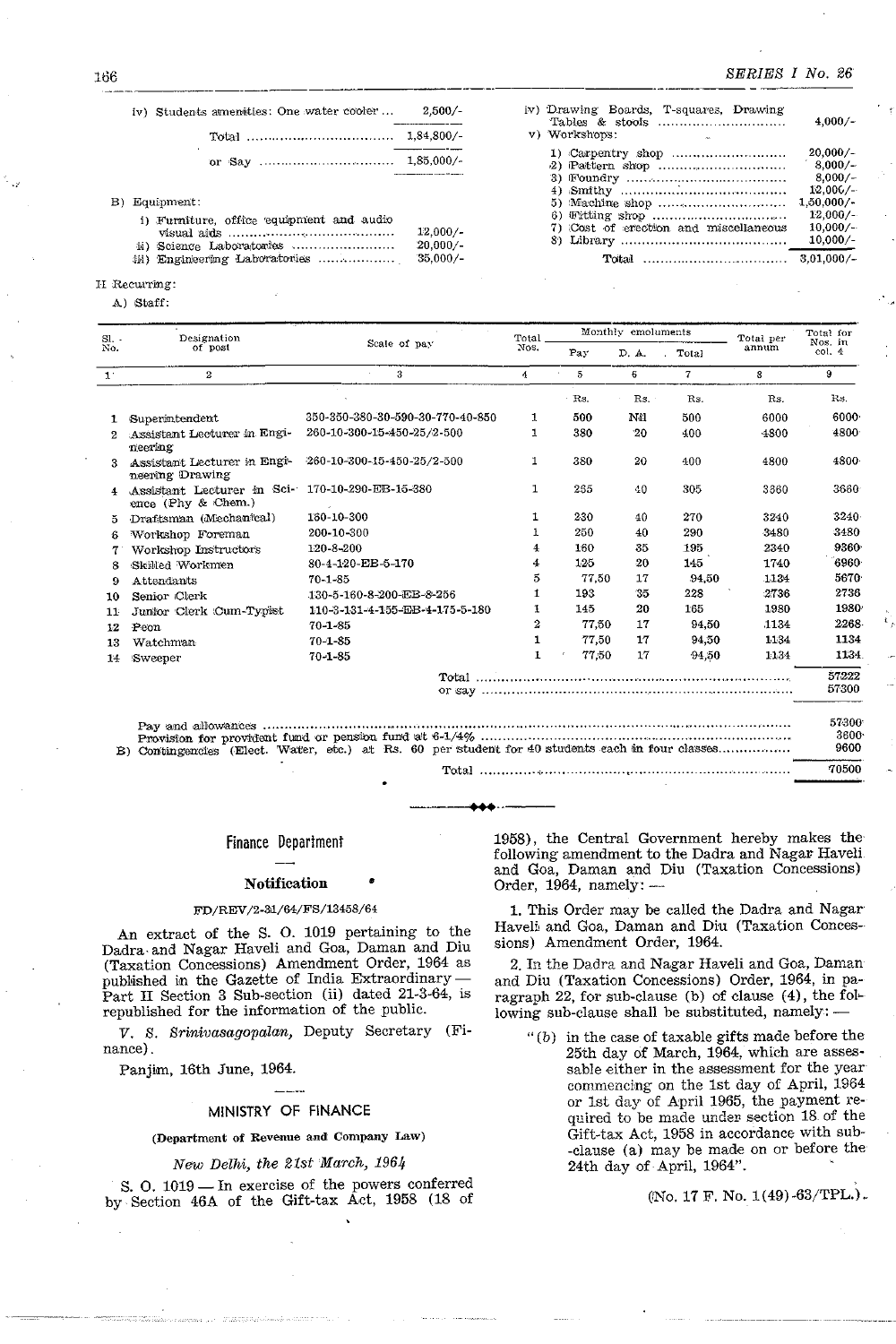iv) Students amenities: One water cooler ... 2,500/-

Total .................................... 1,84,800/-

or Say .................................... 1,85,000/-

B) Equipment:

i) Furniture, office equipment and audio visual aids .................................... 12,000/-
ii) Science Laboratories .................................... 20,000/-
iii) Engineering Laboratories .................................... 35,000/-

iv) Drawing Boards, T-squares, Drawing Tables & stools .................................... 4,000/-

v) Workshops:

1) Carpentry shop .................................... 20,000/-
2) Pattern shop .................................... 8,000/-
3) Foundry .................................... 8,000/-
4) Smithy .................................... 12,000/-
5) Machine shop .................................... 1,50,000/-
6) Fitting shop .................................... 12,000/-
7) Cost of erection and miscellaneous .................................... 10,000/-
8) Library .................................... 10,000/-

Total .................................... 3,01,000/-

II Recurring:

A) Staff:

| Sl. No. | Designation of post | Scale of pay | Total Nos. | Monthly emoluments | | | Total per annum | Total for Nos. in col. 4 |
|---|---|---|---|---|---|---|---|---|
| | | | | Pay | D. A. | Total | | |
| 1 | 2 | 3 | 4 | 5 | 6 | 7 | 8 | 9 |
| | | | | Rs. | Rs. | Rs. | Rs. | Rs. |
| 1 | Superintendent | 350-350-380-30-590-30-770-40-850 | 1 | 500 | Nil | 500 | 6000 | 6000 |
| 2 | Assistant Lecturer in Engineering | 260-10-300-15-450-25/2-500 | 1 | 380 | 20 | 400 | 4800 | 4800 |
| 3 | Assistant Lecturer in Engineering Drawing | 260-10-300-15-450-25/2-500 | 1 | 380 | 20 | 400 | 4800 | 4800 |
| 4 | Assistant Lecturer in Science (Phy & Chem.) | 170-10-290-EB-15-380 | 1 | 265 | 40 | 305 | 3660 | 3660 |
| 5 | Draftsman (Mechanical) | 160-10-300 | 1 | 230 | 40 | 270 | 3240 | 3240 |
| 6 | Workshop Foreman | 200-10-300 | 1 | 250 | 40 | 290 | 3480 | 3480 |
| 7 | Workshop Instructors | 120-8-200 | 4 | 160 | 35 | 195 | 2340 | 9360 |
| 8 | Skilled Workmen | 80-4-120-EB-5-170 | 4 | 125 | 20 | 145 | 1740 | 6960 |
| 9 | Attendants | 70-1-85 | 5 | 77,50 | 17 | 94,50 | 1134 | 5670 |
| 10 | Senior Clerk | 130-5-160-8-200-EB-8-256 | 1 | 193 | 35 | 228 | 2736 | 2736 |
| 11 | Junior Clerk Cum-Typist | 110-3-131-4-155-EB-4-175-5-180 | 1 | 145 | 20 | 165 | 1980 | 1980 |
| 12 | Peon | 70-1-85 | 2 | 77,50 | 17 | 94,50 | 1134 | 2268 |
| 13 | Watchman | 70-1-85 | 1 | 77,50 | 17 | 94,50 | 1134 | 1134 |
| 14 | Sweeper | 70-1-85 | 1 | 77,50 | 17 | 94,50 | 1134 | 1134 |
| | | Total | | | | | | 57222 |
| | | or say | | | | | | 57300 |

Pay and allowances .................................... 57300
Provision for provident fund or pension fund at 6-1/4% .................................... 3600
B) Contingencies (Elect. Water, etc.) at Rs. 60 per student for 40 students each in four classes .................................... 9600

Total .................................... 70500

---

## Finance Department

### Notification

FD/REV/2-31/64/FS/13458/64

An extract of the S. O. 1019 pertaining to the Dadra and Nagar Haveli and Goa, Daman and Diu (Taxation Concessions) Amendment Order, 1964 as published in the Gazette of India Extraordinary — Part II Section 3 Sub-section (ii) dated 21-3-64, is republished for the information of the public.

*V. S. Srinivasagopalan*, Deputy Secretary (Finance).

Panjim, 16th June, 1964.

### MINISTRY OF FINANCE

**(Department of Revenue and Company Law)**

*New Delhi, the 21st March, 1964*

S. O. 1019 — In exercise of the powers conferred by Section 46A of the Gift-tax Act, 1958 (18 of 1958), the Central Government hereby makes the following amendment to the Dadra and Nagar Haveli and Goa, Daman and Diu (Taxation Concessions) Order, 1964, namely: —

1. This Order may be called the Dadra and Nagar Haveli and Goa, Daman and Diu (Taxation Concessions) Amendment Order, 1964.

2. In the Dadra and Nagar Haveli and Goa, Daman and Diu (Taxation Concessions) Order, 1964, in paragraph 22, for sub-clause (b) of clause (4), the following sub-clause shall be substituted, namely: —

"(b) in the case of taxable gifts made before the 25th day of March, 1964, which are assessable either in the assessment for the year commencing on the 1st day of April, 1964 or 1st day of April 1965, the payment required to be made under section 18 of the Gift-tax Act, 1958 in accordance with sub-clause (a) may be made on or before the 24th day of April, 1964".

(No. 17 F. No. 1(49)-63/TPL.).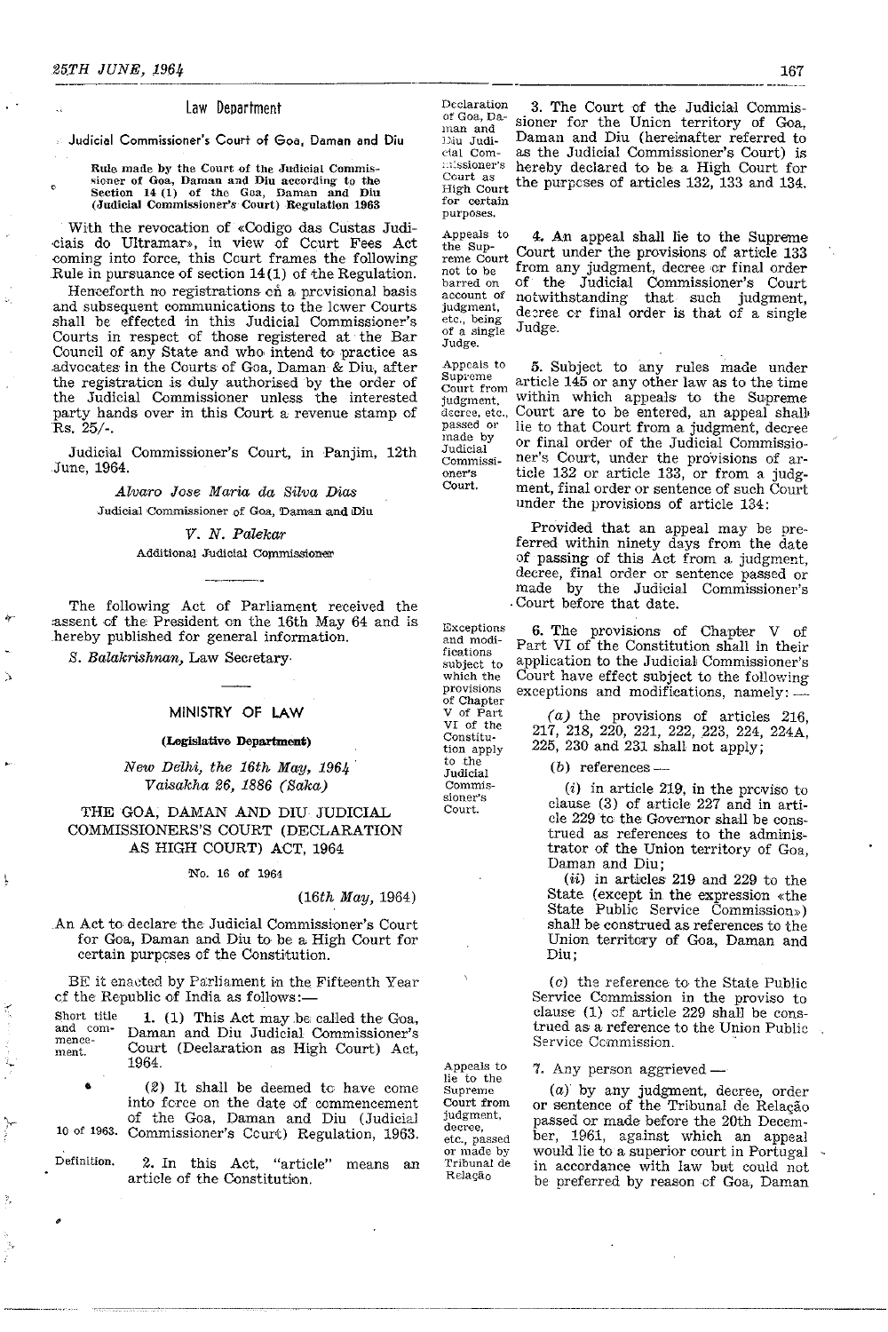## Law Department

### Judicial Commissioner's Court of Goa, Daman and Diu

**Rule made by the Court of the Judicial Commissioner of Goa, Daman and Diu according to the Section 14 (1) of the Goa, Daman and Diu (Judicial Commissioner's Court) Regulation 1963**

With the revocation of «Codigo das Custas Judiciais do Ultramar», in view of Court Fees Act coming into force, this Court frames the following Rule in pursuance of section 14(1) of the Regulation.

Henceforth no registrations on a provisional basis and subsequent communications to the lower Courts shall be effected in this Judicial Commissioner's Courts in respect of those registered at the Bar Council of any State and who intend to practice as advocates in the Courts of Goa, Daman & Diu, after the registration is duly authorised by the order of the Judicial Commissioner unless the interested party hands over in this Court a revenue stamp of Rs. 25/-.

Judicial Commissioner's Court, in Panjim, 12th June, 1964.

*Alvaro Jose Maria da Silva Dias*
Judicial Commissioner of Goa, Daman and Diu

*V. N. Palekar*
Additional Judicial Commissioner

---

The following Act of Parliament received the assent of the President on the 16th May 64 and is hereby published for general information.

*S. Balakrishnan*, Law Secretary.

---

## MINISTRY OF LAW

**(Legislative Department)**

*New Delhi, the 16th May, 1964*
*Vaisakha 26, 1886 (Saka)*

### THE GOA, DAMAN AND DIU JUDICIAL COMMISSIONERS'S COURT (DECLARATION AS HIGH COURT) ACT, 1964

No. 16 of 1964

(*16th May*, 1964)

An Act to declare the Judicial Commissioner's Court for Goa, Daman and Diu to be a High Court for certain purposes of the Constitution.

BE it enacted by Parliament in the Fifteenth Year of the Republic of India as follows:—

*Short title and commencement.*

1. (1) This Act may be called the Goa, Daman and Diu Judicial Commissioner's Court (Declaration as High Court) Act, 1964.

(2) It shall be deemed to have come into force on the date of commencement of the Goa, Daman and Diu (Judicial Commissioner's Court) Regulation, 1963. *(10 of 1963.)*

*Definition.*

2. In this Act, "article" means an article of the Constitution.

*Declaration of Goa, Daman and Diu Judicial Commissioner's Court as High Court for certain purposes.*

3. The Court of the Judicial Commissioner for the Union territory of Goa, Daman and Diu (hereinafter referred to as the Judicial Commissioner's Court) is hereby declared to be a High Court for the purposes of articles 132, 133 and 134.

*Appeals to the Supreme Court not to be barred on account of judgment, etc., being of a single Judge.*

4. An appeal shall lie to the Supreme Court under the provisions of article 133 from any judgment, decree or final order of the Judicial Commissioner's Court notwithstanding that such judgment, decree or final order is that of a single Judge.

*Appeals to Supreme Court from judgment, decree, etc., passed or made by Judicial Commissioner's Court.*

5. Subject to any rules made under article 145 or any other law as to the time within which appeals to the Supreme Court are to be entered, an appeal shall lie to that Court from a judgment, decree or final order of the Judicial Commissioner's Court, under the provisions of article 132 or article 133, or from a judgment, final order or sentence of such Court under the provisions of article 134:

Provided that an appeal may be preferred within ninety days from the date of passing of this Act from a judgment, decree, final order or sentence passed or made by the Judicial Commissioner's Court before that date.

*Exceptions and modifications subject to which the provisions of Chapter V of Part VI of the Constitution apply to the Judicial Commissioner's Court.*

6. The provisions of Chapter V of Part VI of the Constitution shall in their application to the Judicial Commissioner's Court have effect subject to the following exceptions and modifications, namely:—

(*a*) the provisions of articles 216, 217, 218, 220, 221, 222, 223, 224, 224A, 225, 230 and 231 shall not apply;

(*b*) references—

(*i*) in article 219, in the proviso to clause (3) of article 227 and in article 229 to the Governor shall be construed as references to the administrator of the Union territory of Goa, Daman and Diu;

(*ii*) in articles 219 and 229 to the State (except in the expression «the State Public Service Commission») shall be construed as references to the Union territory of Goa, Daman and Diu;

(*c*) the reference to the State Public Service Commission in the proviso to clause (1) of article 229 shall be construed as a reference to the Union Public Service Commission.

*Appeals to lie to the Supreme Court from judgment, decree, etc., passed or made by Tribunal de Relação*

7. Any person aggrieved—

(*a*) by any judgment, decree, order or sentence of the Tribunal de Relação passed or made before the 20th December, 1961, against which an appeal would lie to a superior court in Portugal in accordance with law but could not be preferred by reason of Goa, Daman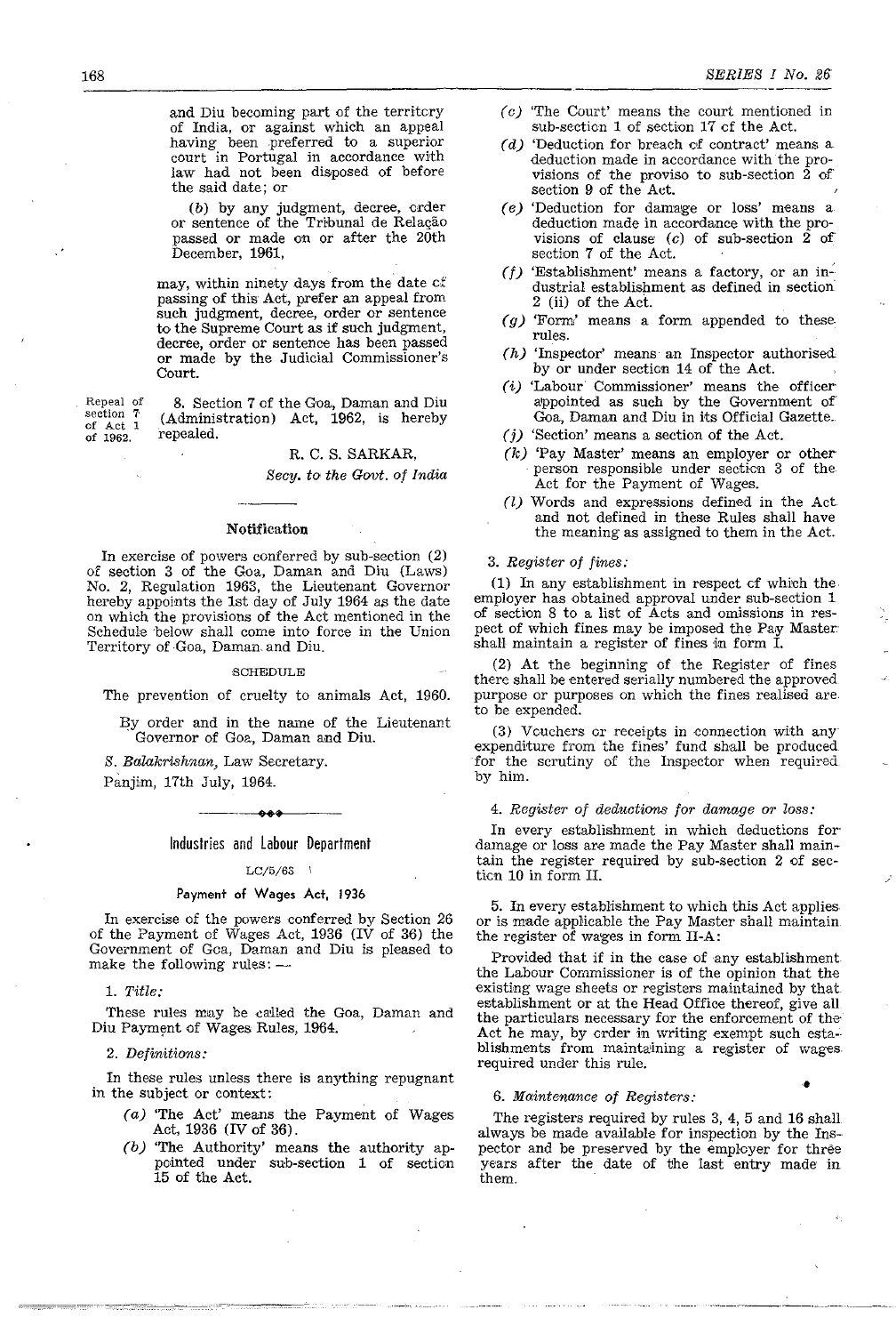and Diu becoming part of the territory of India, or against which an appeal having been preferred to a superior court in Portugal in accordance with law had not been disposed of before the said date; or

(b) by any judgment, decree, order or sentence of the Tribunal de Relação passed or made on or after the 20th December, 1961,

may, within ninety days from the date of passing of this Act, prefer an appeal from such judgment, decree, order or sentence to the Supreme Court as if such judgment, decree, order or sentence has been passed or made by the Judicial Commissioner's Court.

Repeal of section 7 of Act 1 of 1962.

8. Section 7 of the Goa, Daman and Diu (Administration) Act, 1962, is hereby repealed.

R. C. S. SARKAR,

*Secy. to the Govt. of India*

---

### Notification

In exercise of powers conferred by sub-section (2) of section 3 of the Goa, Daman and Diu (Laws) No. 2, Regulation 1963, the Lieutenant Governor hereby appoints the 1st day of July 1964 as the date on which the provisions of the Act mentioned in the Schedule below shall come into force in the Union Territory of Goa, Daman and Diu.

SCHEDULE

The prevention of cruelty to animals Act, 1960.

By order and in the name of the Lieutenant Governor of Goa, Daman and Diu.

*S. Balakrishnan*, Law Secretary.

Panjim, 17th July, 1964.

---

## Industries and Labour Department

LC/5/65

### Payment of Wages Act, 1936

In exercise of the powers conferred by Section 26 of the Payment of Wages Act, 1936 (IV of 36) the Government of Goa, Daman and Diu is pleased to make the following rules: —

1. *Title:*

These rules may be called the Goa, Daman and Diu Payment of Wages Rules, 1964.

2. *Definitions:*

In these rules unless there is anything repugnant in the subject or context:

(a) 'The Act' means the Payment of Wages Act, 1936 (IV of 36).

(b) 'The Authority' means the authority appointed under sub-section 1 of section 15 of the Act.

(c) 'The Court' means the court mentioned in sub-section 1 of section 17 of the Act.

(d) 'Deduction for breach of contract' means a deduction made in accordance with the provisions of the proviso to sub-section 2 of section 9 of the Act.

(e) 'Deduction for damage or loss' means a deduction made in accordance with the provisions of clause (c) of sub-section 2 of section 7 of the Act.

(f) 'Establishment' means a factory, or an industrial establishment as defined in section 2 (ii) of the Act.

(g) 'Form' means a form appended to these rules.

(h) 'Inspector' means an Inspector authorised by or under section 14 of the Act.

(i) 'Labour Commissioner' means the officer appointed as such by the Government of Goa, Daman and Diu in its Official Gazette.

(j) 'Section' means a section of the Act.

(k) 'Pay Master' means an employer or other person responsible under section 3 of the Act for the Payment of Wages.

(l) Words and expressions defined in the Act and not defined in these Rules shall have the meaning as assigned to them in the Act.

3. *Register of fines:*

(1) In any establishment in respect of which the employer has obtained approval under sub-section 1 of section 8 to a list of Acts and omissions in respect of which fines may be imposed the Pay Master shall maintain a register of fines in form I.

(2) At the beginning of the Register of fines there shall be entered serially numbered the approved purpose or purposes on which the fines realised are to be expended.

(3) Vouchers or receipts in connection with any expenditure from the fines' fund shall be produced for the scrutiny of the Inspector when required by him.

4. *Register of deductions for damage or loss:*

In every establishment in which deductions for damage or loss are made the Pay Master shall maintain the register required by sub-section 2 of section 10 in form II.

5. In every establishment to which this Act applies or is made applicable the Pay Master shall maintain the register of wages in form II-A:

Provided that if in the case of any establishment the Labour Commissioner is of the opinion that the existing wage sheets or registers maintained by that establishment or at the Head Office thereof, give all the particulars necessary for the enforcement of the Act he may, by order in writing exempt such establishments from maintaining a register of wages required under this rule.

6. *Maintenance of Registers:*

The registers required by rules 3, 4, 5 and 16 shall always be made available for inspection by the Inspector and be preserved by the employer for three years after the date of the last entry made in them.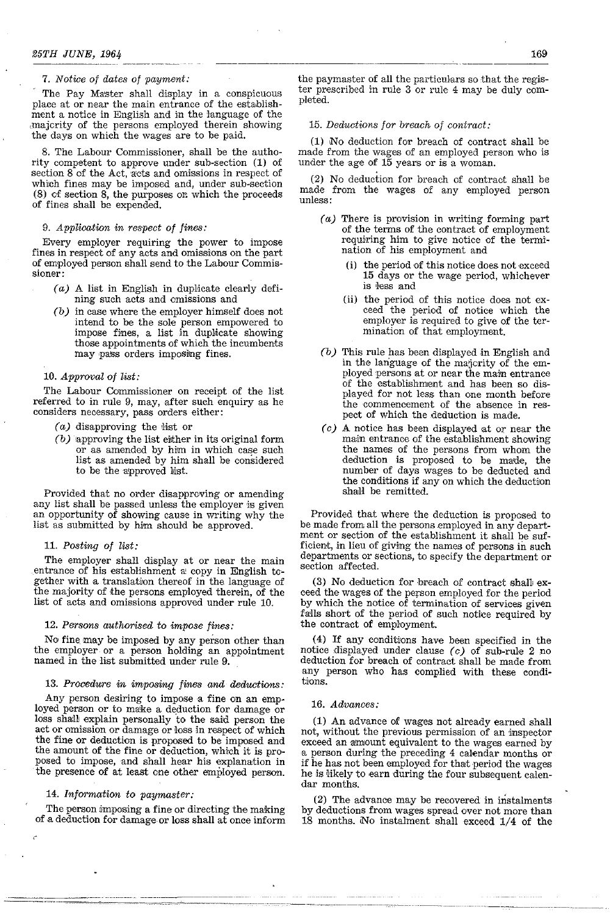7. *Notice of dates of payment:*

The Pay Master shall display in a conspicuous place at or near the main entrance of the establishment a notice in English and in the language of the majority of the persons employed therein showing the days on which the wages are to be paid.

8. The Labour Commissioner, shall be the authority competent to approve under sub-section (1) of section 8 of the Act, acts and omissions in respect of which fines may be imposed and, under sub-section (8) of section 8, the purposes on which the proceeds of fines shall be expended.

9. *Application in respect of fines:*

Every employer requiring the power to impose fines in respect of any acts and omissions on the part of employed person shall send to the Labour Commissioner:

- *(a)* A list in English in duplicate clearly defining such acts and omissions and
- *(b)* in case where the employer himself does not intend to be the sole person empowered to impose fines, a list in duplicate showing those appointments of which the incumbents may pass orders imposing fines.

10. *Approval of list:*

The Labour Commissioner on receipt of the list referred to in rule 9, may, after such enquiry as he considers necessary, pass orders either:

- *(a)* disapproving the list or
- *(b)* approving the list either in its original form or as amended by him in which case such list as amended by him shall be considered to be the approved list.

Provided that no order disapproving or amending any list shall be passed unless the employer is given an opportunity of showing cause in writing why the list as submitted by him should be approved.

11. *Posting of list:*

The employer shall display at or near the main entrance of his establishment a copy in English together with a translation thereof in the language of the majority of the persons employed therein, of the list of acts and omissions approved under rule 10.

12. *Persons authorised to impose fines:*

No fine may be imposed by any person other than the employer or a person holding an appointment named in the list submitted under rule 9.

13. *Procedure in imposing fines and deductions:*

Any person desiring to impose a fine on an employed person or to make a deduction for damage or loss shall explain personally to the said person the act or omission or damage or loss in respect of which the fine or deduction is proposed to be imposed and the amount of the fine or deduction, which it is proposed to impose, and shall hear his explanation in the presence of at least one other employed person.

14. *Information to paymaster:*

The person imposing a fine or directing the making of a deduction for damage or loss shall at once inform the paymaster of all the particulars so that the register prescribed in rule 3 or rule 4 may be duly completed.

15. *Deductions for breach of contract:*

(1) No deduction for breach of contract shall be made from the wages of an employed person who is under the age of 15 years or is a woman.

(2) No deduction for breach of contract shall be made from the wages of any employed person unless:

- *(a)* There is provision in writing forming part of the terms of the contract of employment requiring him to give notice of the termination of his employment and
  - (i) the period of this notice does not exceed 15 days or the wage period, whichever is less and
  - (ii) the period of this notice does not exceed the period of notice which the employer is required to give of the termination of that employment.
- *(b)* This rule has been displayed in English and in the language of the majority of the employed persons at or near the main entrance of the establishment and has been so displayed for not less than one month before the commencement of the absence in respect of which the deduction is made.
- *(c)* A notice has been displayed at or near the main entrance of the establishment showing the names of the persons from whom the deduction is proposed to be made, the number of days wages to be deducted and the conditions if any on which the deduction shall be remitted.

Provided that where the deduction is proposed to be made from all the persons employed in any department or section of the establishment it shall be sufficient, in lieu of giving the names of persons in such departments or sections, to specify the department or section affected.

(3) No deduction for breach of contract shall exceed the wages of the person employed for the period by which the notice of termination of services given falls short of the period of such notice required by the contract of employment.

(4) If any conditions have been specified in the notice displayed under clause *(c)* of sub-rule 2 no deduction for breach of contract shall be made from any person who has complied with these conditions.

16. *Advances:*

(1) An advance of wages not already earned shall not, without the previous permission of an inspector exceed an amount equivalent to the wages earned by a person during the preceding 4 calendar months or if he has not been employed for that period the wages he is likely to earn during the four subsequent calendar months.

(2) The advance may be recovered in instalments by deductions from wages spread over not more than 18 months. No instalment shall exceed 1/4 of the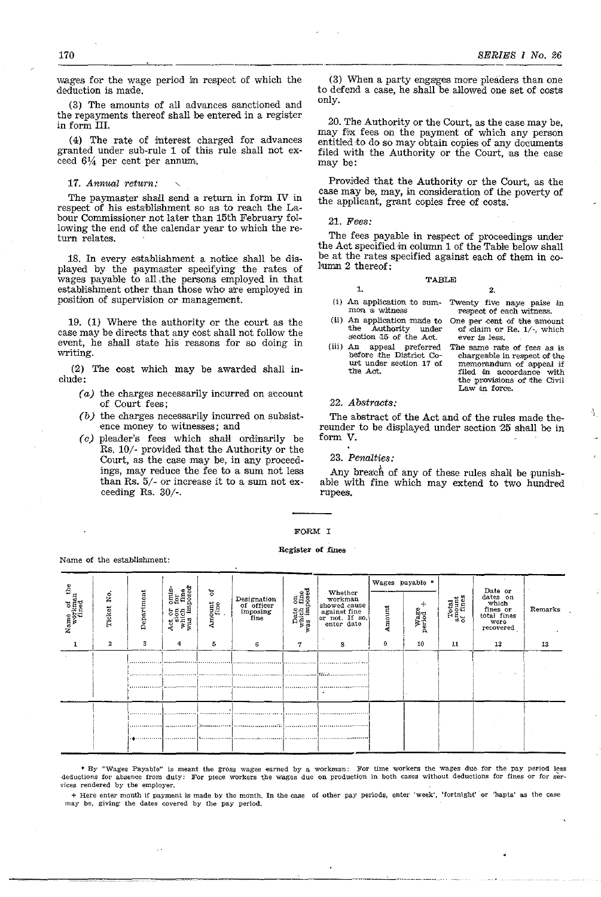wages for the wage period in respect of which the deduction is made.

(3) The amounts of all advances sanctioned and the repayments thereof shall be entered in a register in form III.

(4) The rate of interest charged for advances granted under sub-rule 1 of this rule shall not exceed 6¼ per cent per annum.

17. *Annual return:*

The paymaster shall send a return in form IV in respect of his establishment so as to reach the Labour Commissioner not later than 15th February following the end of the calendar year to which the return relates.

18. In every establishment a notice shall be displayed by the paymaster specifying the rates of wages payable to all the persons employed in that establishment other than those who are employed in position of supervision or management.

19. (1) Where the authority or the court as the case may be directs that any cost shall not follow the event, he shall state his reasons for so doing in writing.

(2) The cost which may be awarded shall include:

- *(a)* the charges necessarily incurred on account of Court fees;
- *(b)* the charges necessarily incurred on subsistence money to witnesses; and
- *(c)* pleader's fees which shall ordinarily be Rs. 10/- provided that the Authority or the Court, as the case may be, in any proceedings, may reduce the fee to a sum not less than Rs. 5/- or increase it to a sum not exceeding Rs. 30/-.

(3) When a party engages more pleaders than one to defend a case, he shall be allowed one set of costs only.

20. The Authority or the Court, as the case may be, may fix fees on the payment of which any person entitled to do so may obtain copies of any documents filed with the Authority or the Court, as the case may be:

Provided that the Authority or the Court, as the case may be, may, in consideration of the poverty of the applicant, grant copies free of costs.

21. *Fees:*

The fees payable in respect of proceedings under the Act specified in column 1 of the Table below shall be at the rates specified against each of them in column 2 thereof:

TABLE

| 1. | 2. |
|---|---|
| (i) An application to summon a witness | Twenty five naye paise in respect of each witness. |
| (ii) An application made to the Authority under section 15 of the Act. | One per cent of the amount of claim or Re. 1/-, which ever is less. |
| (iii) An appeal preferred before the District Court under section 17 of the Act. | The same rate of fees as is chargeable in respect of the memorandum of appeal if filed in accordance with the provisions of the Civil Law in force. |

22. *Abstracts:*

The abstract of the Act and of the rules made thereunder to be displayed under section 25 shall be in form V.

23. *Penalties:*

Any breach of any of these rules shall be punishable with fine which may extend to two hundred rupees.

---

FORM I

**Register of fines**

Name of the establishment:

| Name of the workman fined | Ticket No. | Department | Act or omission for which fine was imposed | Amount of fine | Designation of officer imposing fine | Date on which fine was imposed | Whether workman showed cause against fine or not. If so, enter date | Wages payable * | | Total amount of fines | Date or dates on which fines or total fines were recovered | Remarks |
|---|---|---|---|---|---|---|---|---|---|---|---|---|
| | | | | | | | | Amount | Wage period + | | | |
| 1 | 2 | 3 | 4 | 5 | 6 | 7 | 8 | 9 | 10 | 11 | 12 | 13 |
| | | | | | | | | | | | | |
| | | | | | | | | | | | | |

* By "Wages Payable" is meant the gross wages earned by a workman: For time workers the wages due for the pay period less deductions for absence from duty: For piece workers the wages due on production in both cases without deductions for fines or for services rendered by the employer.

+ Here enter month if payment is made by the month. In the case of other pay periods, enter 'week', 'fortnight' or 'hapta' as the case may be, giving the dates covered by the pay period.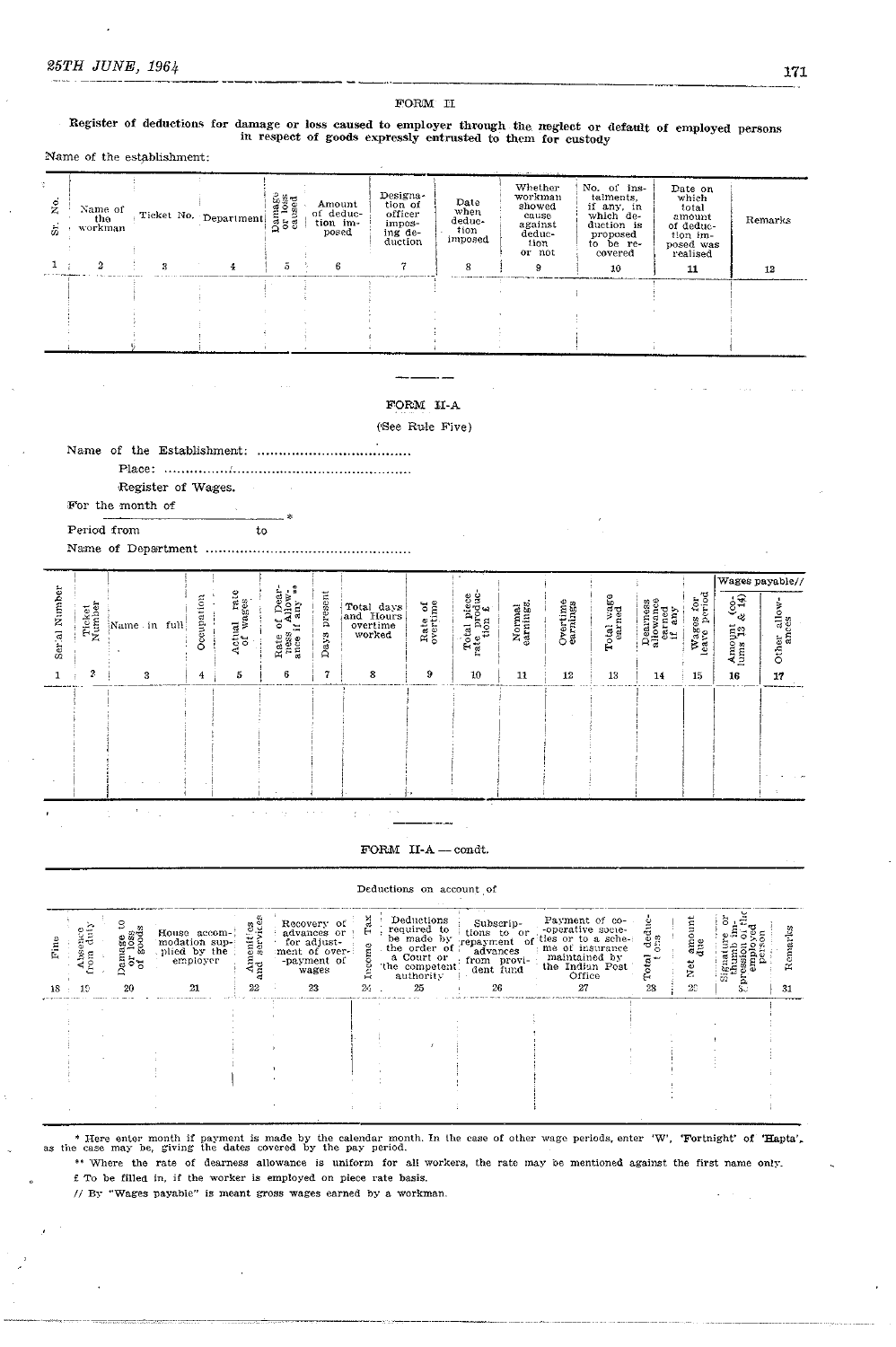## FORM II

**Register of deductions for damage or loss caused to employer through the neglect or default of employed persons in respect of goods expressly entrusted to them for custody**

Name of the establishment:

| Sr. No. | Name of the workman | Ticket No. | Department | Damage or loss caused | Amount of deduction imposed | Designation of officer imposing deduction | Date when deduction imposed | Whether workman showed cause against deduction or not | No. of instalments, if any, in which deduction is proposed to be recovered | Date on which total amount of deduction imposed was realised | Remarks |
|---|---|---|---|---|---|---|---|---|---|---|---|
| 1 | 2 | 3 | 4 | 5 | 6 | 7 | 8 | 9 | 10 | 11 | 12 |
| | | | | | | | | | | | |

---

## FORM II-A

(See Rule Five)

Name of the Establishment: ..................................

Place: ..........................................................

Register of Wages.

For the month of

________________________ *

Period from                    to

Name of Department ...............................................

| Serial Number | Ticket Number | Name in full | Occupation | Actual rate of wages | Rate of Dearness Allowance if any ** | Days present | Total days and Hours overtime worked | Rate of overtime | Total piece rate production £ | Normal earnings | Overtime earnings | Total wage earned | Dearness allowance earned if any | Wages for leave period | Wages payable// | |
|---|---|---|---|---|---|---|---|---|---|---|---|---|---|---|---|---|
| | | | | | | | | | | | | | | | Amount (columns 13 & 14) | Other allowances |
| 1 | 2 | 3 | 4 | 5 | 6 | 7 | 8 | 9 | 10 | 11 | 12 | 13 | 14 | 15 | 16 | 17 |
| | | | | | | | | | | | | | | | | |

---

## FORM II-A — condt.

| Deductions on account of | | | | | | | | | | | | | | |
|---|---|---|---|---|---|---|---|---|---|---|---|---|---|---|
| Fine | Absence from duty | Damage to or loss of goods | House accommodation supplied by the employer | Amenities and services | Recovery of advances or for adjustment of over-payment of wages | Income Tax | Deductions required to be made by the order of a Court or the competent authority | Subscriptions to or repayment of advances from provident fund | Payment of co-operative societies or to a scheme of insurance maintained by the Indian Post Office | Total deductions | Net amount due | Signature or thumb impression of the employed person | Remarks |
| 18 | 19 | 20 | 21 | 22 | 23 | 24 | 25 | 26 | 27 | 28 | 29 | 30 | 31 |
| | | | | | | | | | | | | | |

\* Here enter month if payment is made by the calendar month. In the case of other wage periods, enter 'W', 'Fortnight' of 'Hapta', as the case may be, giving the dates covered by the pay period.

** Where the rate of dearness allowance is uniform for all workers, the rate may be mentioned against the first name only.

£ To be filled in, if the worker is employed on piece rate basis.

// By "Wages payable" is meant gross wages earned by a workman.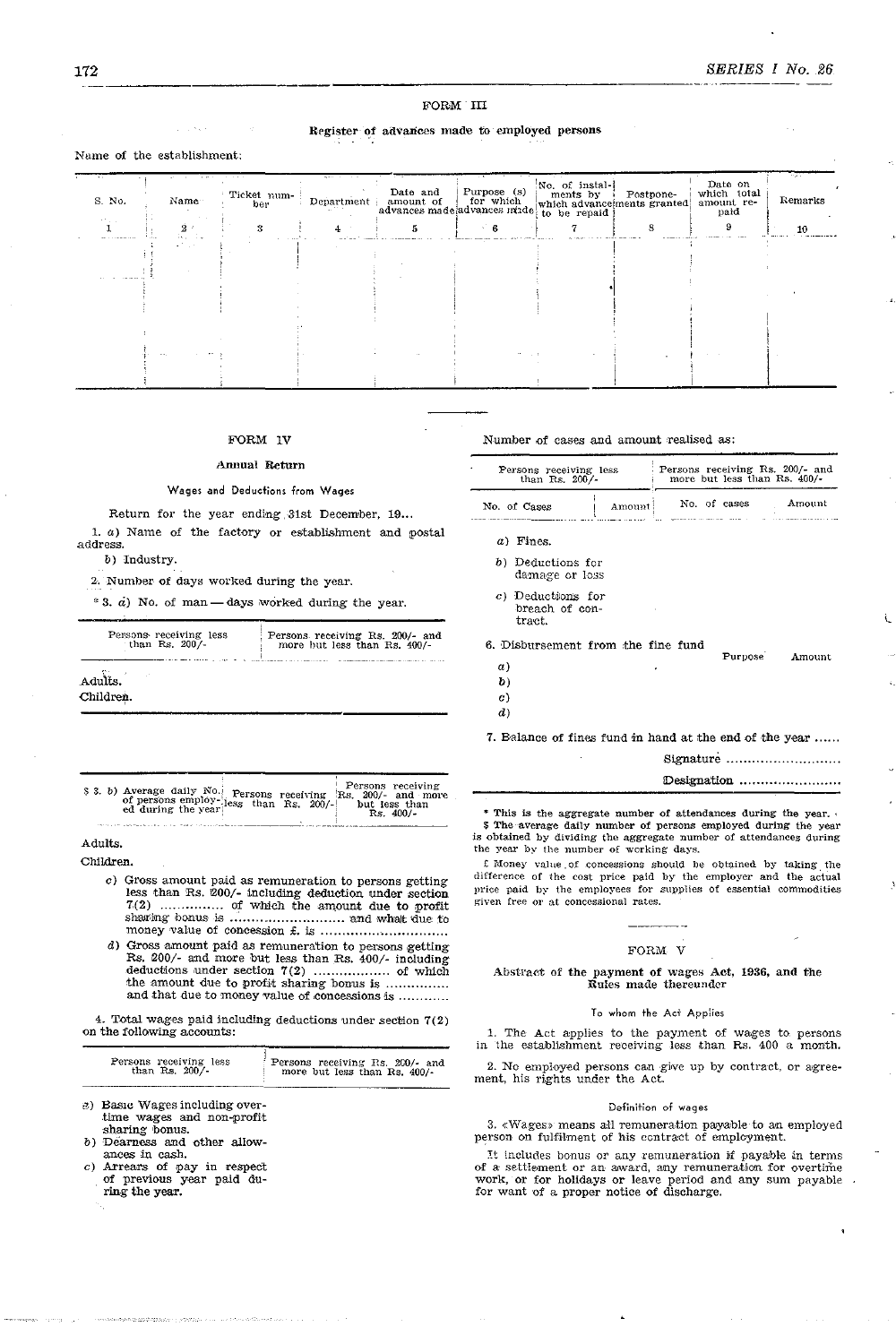## FORM III

### Register of advances made to employed persons

Name of the establishment:

| S. No. | Name | Ticket number | Department | Date and amount of advances made | Purpose (s) for which advances made | No. of instalments by which advance to be repaid | Postponements granted | Date on which total amount repaid | Remarks |
|---|---|---|---|---|---|---|---|---|---|
| 1 | 2 | 3 | 4 | 5 | 6 | 7 | 8 | 9 | 10 |
| | | | | | | | | | |

## FORM IV

### Annual Return

#### Wages and Deductions from Wages

Return for the year ending 31st December, 19...

1. a) Name of the factory or establishment and postal address.

b) Industry.

2. Number of days worked during the year.

* 3. a) No. of man — days worked during the year.

| | Persons receiving less than Rs. 200/- | Persons receiving Rs. 200/- and more but less than Rs. 400/- |
|---|---|---|
| Adults. | | |
| Children. | | |

| § 3. b) Average daily No. of persons employed during the year | Persons receiving less than Rs. 200/- | Persons receiving Rs. 200/- and more but less than Rs. 400/- |
|---|---|---|
| Adults. | | |
| Children. | | |

c) Gross amount paid as remuneration to persons getting less than Rs. 200/- including deduction under section 7(2) ............... of which the amount due to profit sharing bonus is ........................... and what due to money value of concession £. is .............................

d) Gross amount paid as remuneration to persons getting Rs. 200/- and more but less than Rs. 400/- including deductions under section 7(2) .................. of which the amount due to profit sharing bonus is ............... and that due to money value of concessions is ............

4. Total wages paid including deductions under section 7(2) on the following accounts:

| | Persons receiving less than Rs. 200/- | Persons receiving Rs. 200/- and more but less than Rs. 400/- |
|---|---|---|
| a) Basic Wages including overtime wages and non-profit sharing bonus. | | |
| b) Dearness and other allowances in cash. | | |
| c) Arrears of pay in respect of previous year paid during the year. | | |

Number of cases and amount realised as:

| | Persons receiving less than Rs. 200/- | | Persons receiving Rs. 200/- and more but less than Rs. 400/- | |
|---|---|---|---|---|
| | No. of Cases | Amount | No. of cases | Amount |
| a) Fines. | | | | |
| b) Deductions for damage or loss | | | | |
| c) Deductions for breach of contract. | | | | |

6. Disbursement from the fine fund

| | Purpose | Amount |
|---|---|---|
| a) | | |
| b) | | |
| c) | | |
| d) | | |

7. Balance of fines fund in hand at the end of the year ......

Signature ...........................

Designation ........................

\* This is the aggregate number of attendances during the year.

§ The average daily number of persons employed during the year is obtained by dividing the aggregate number of attendances during the year by the number of working days.

£ Money value of concessions should be obtained by taking the difference of the cost price paid by the employer and the actual price paid by the employees for supplies of essential commodities given free or at concessional rates.

## FORM V

### Abstract of the payment of wages Act, 1936, and the Rules made thereunder

#### To whom the Act Applies

1. The Act applies to the payment of wages to persons in the establishment receiving less than Rs. 400 a month.

2. No employed persons can give up by contract, or agreement, his rights under the Act.

#### Definition of wages

3. «Wages» means all remuneration payable to an employed person on fulfilment of his contract of employment.

It includes bonus or any remuneration if payable in terms of a settlement or an award, any remuneration for overtime work, or for holidays or leave period and any sum payable for want of a proper notice of discharge.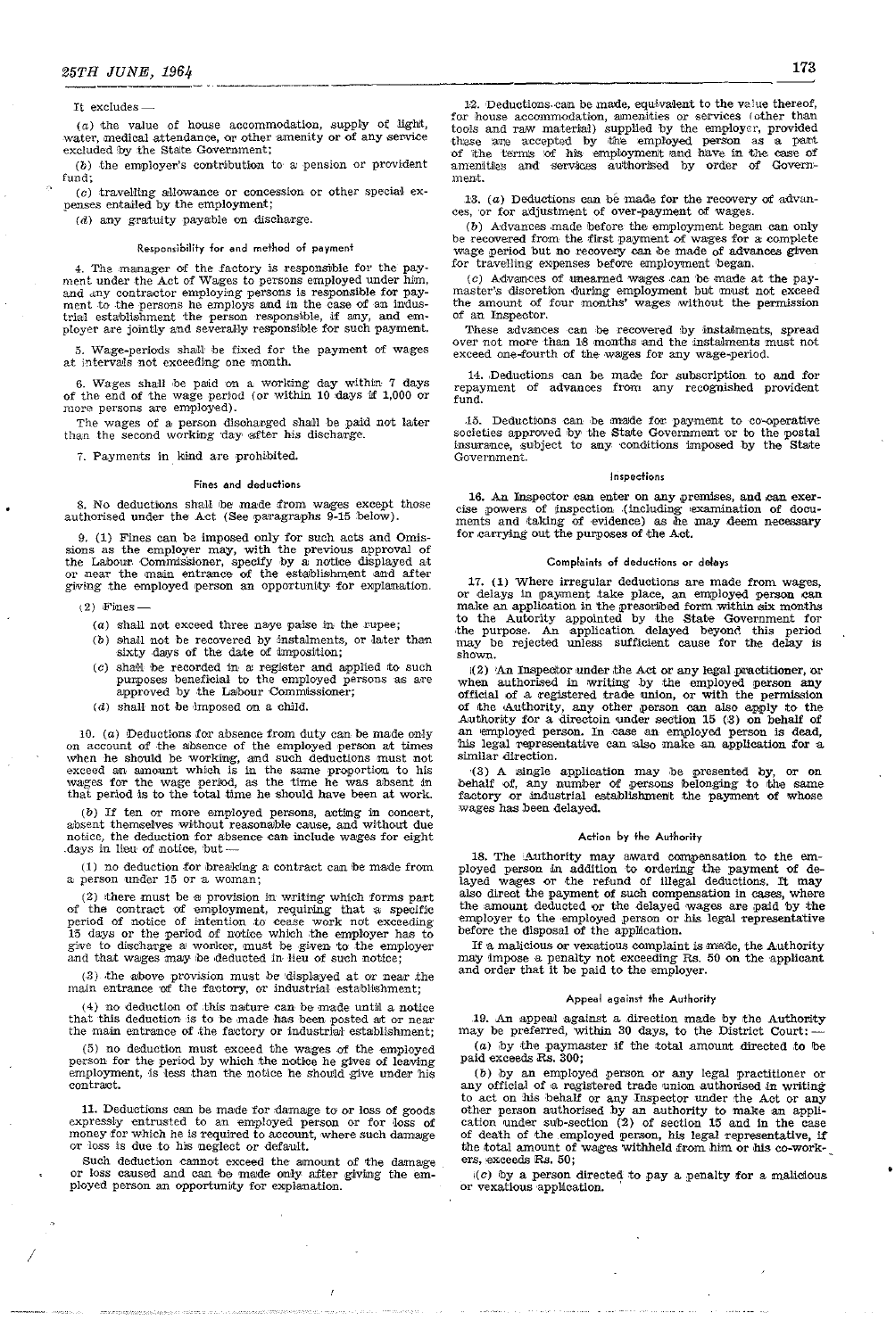It excludes —

(*a*) the value of house accommodation, supply of light, water, medical attendance, or other amenity or of any service excluded by the State Government;

(*b*) the employer's contribution to a pension or provident fund;

(*c*) travelling allowance or concession or other special expenses entailed by the employment;

(*d*) any gratuity payable on discharge.

### Responsibility for and method of payment

4. The manager of the factory is responsible for the payment under the Act of Wages to persons employed under him, and any contractor employing persons is responsible for payment to the persons he employs and in the case of an industrial establishment the person responsible, if any, and employer are jointly and severally responsible for such payment.

5. Wage-periods shall be fixed for the payment of wages at intervals not exceeding one month.

6. Wages shall be paid on a working day within 7 days of the end of the wage period (or within 10 days if 1,000 or more persons are employed).

The wages of a person discharged shall be paid not later than the second working day after his discharge.

7. Payments in kind are prohibited.

### Fines and deductions

8. No deductions shall be made from wages except those authorised under the Act (See paragraphs 9-15 below).

9. (1) Fines can be imposed only for such acts and Omissions as the employer may, with the previous approval of the Labour Commissioner, specify by a notice displayed at or near the main entrance of the establishment and after giving the employed person an opportunity for explanation.

(2) Fines —

(*a*) shall not exceed three naye paise in the rupee;

(*b*) shall not be recovered by instalments, or later than sixty days of the date of imposition;

(*c*) shall be recorded in a register and applied to such purposes beneficial to the employed persons as are approved by the Labour Commissioner;

(*d*) shall not be imposed on a child.

10. (*a*) Deductions for absence from duty can be made only on account of the absence of the employed person at times when he should be working, and such deductions must not exceed an amount which is in the same proportion to his wages for the wage period, as the time he was absent in that period is to the total time he should have been at work.

(*b*) If ten or more employed persons, acting in concert, absent themselves without reasonable cause, and without due notice, the deduction for absence can include wages for eight days in lieu of notice, but —

(1) no deduction for breaking a contract can be made from a person under 15 or a woman;

(2) there must be a provision in writing which forms part of the contract of employment, requiring that a specific period of notice of intention to cease work not exceeding 15 days or the period of notice which the employer has to give to discharge a worker, must be given to the employer and that wages may be deducted in lieu of such notice;

(3) the above provision must be displayed at or near the main entrance of the factory, or industrial establishment;

(4) no deduction of this nature can be made until a notice that this deduction is to be made has been posted at or near the main entrance of the factory or industrial establishment;

(5) no deduction must exceed the wages of the employed person for the period by which the notice he gives of leaving employment, is less than the notice he should give under his contract.

11. Deductions can be made for damage to or loss of goods expressly entrusted to an employed person or for loss of money for which he is required to account, where such damage or loss is due to his neglect or default.

Such deduction cannot exceed the amount of the damage or loss caused and can be made only after giving the employed person an opportunity for explanation.

12. Deductions can be made, equivalent to the value thereof, for house accommodation, amenities or services (other than tools and raw material) supplied by the employer, provided these are accepted by the employed person as a part of the terms of his employment and have in the case of amenities and services authorised by order of Government.

13. (*a*) Deductions can be made for the recovery of advances, or for adjustment of over-payment of wages.

(*b*) Advances made before the employment began can only be recovered from the first payment of wages for a complete wage period but no recovery can be made of advances given for travelling expenses before employment began.

(*c*) Advances of unearned wages can be made at the paymaster's discretion during employment but must not exceed the amount of four months' wages without the permission of an Inspector.

These advances can be recovered by instalments, spread over not more than 18 months and the instalments must not exceed one-fourth of the wages for any wage-period.

14. Deductions can be made for subscription to and for repayment of advances from any recognised provident fund.

15. Deductions can be made for payment to co-operative societies approved by the State Government or to the postal insurance, subject to any conditions imposed by the State Government.

### Inspections

16. An Inspector can enter on any premises, and can exercise powers of inspection (including examination of documents and taking of evidence) as he may deem necessary for carrying out the purposes of the Act.

### Complaints of deductions or delays

17. (1) Where irregular deductions are made from wages, or delays in payment take place, an employed person can make an application in the prescribed form within six months to the Autority appointed by the State Government for the purpose. An application delayed beyond this period may be rejected unless sufficient cause for the delay is shown.

(2) An Inspector under the Act or any legal practitioner, or when authorised in writing by the employed person any official of a registered trade union, or with the permission of the Authority, any other person can also apply to the Authority for a directoin under section 15 (3) on behalf of an employed person. In case an employed person is dead, his legal representative can also make an application for a similar direction.

(3) A single application may be presented by, or on behalf of, any number of persons belonging to the same factory or industrial establishment the payment of whose wages has been delayed.

### Action by the Authority

18. The Authority may award compensation to the employed person in addition to ordering the payment of delayed wages or the refund of illegal deductions. It may also direct the payment of such compensation in cases, where the amount deducted or the delayed wages are paid by the employer to the employed person or his legal representative before the disposal of the application.

If a malicious or vexatious complaint is made, the Authority may impose a penalty not exceeding Rs. 50 on the applicant and order that it be paid to the employer.

### Appeal against the Authority

19. An appeal against a direction made by the Authority may be preferred, within 30 days, to the District Court: —

(*a*) by the paymaster if the total amount directed to be paid exceeds Rs. 300;

(*b*) by an employed person or any legal practitioner or any official of a registered trade union authorised in writing to act on his behalf or any Inspector under the Act or any other person authorised by an authority to make an application under sub-section (2) of section 15 and in the case of death of the employed person, his legal representative, if the total amount of wages withheld from him or his co-workers, exceeds Rs. 50;

(*c*) by a person directed to pay a penalty for a malicious or vexatious application.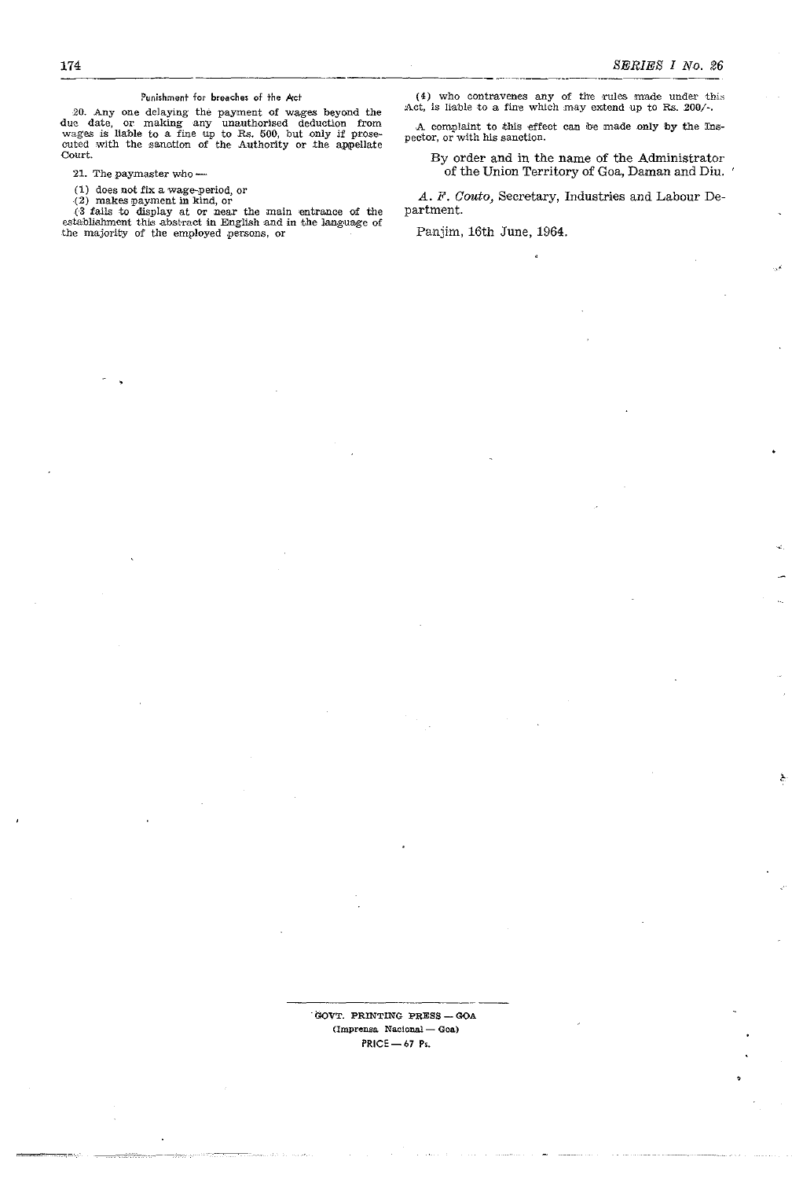### Punishment for breaches of the Act

20. Any one delaying the payment of wages beyond the due date, or making any unauthorised deduction from wages is liable to a fine up to Rs. 500, but only if prosecuted with the sanction of the Authority or the appellate Court.

21. The paymaster who —

(1) does not fix a wage-period, or
(2) makes payment in kind, or
(3 fails to display at or near the main entrance of the establishment this abstract in English and in the language of the majority of the employed persons, or

(4) who contravenes any of the rules made under this Act, is liable to a fine which may extend up to Rs. 200/-.

A complaint to this effect can be made only by the Inspector, or with his sanction.

By order and in the name of the Administrator of the Union Territory of Goa, Daman and Diu.

*A. F. Couto,* Secretary, Industries and Labour Department.

Panjim, 16th June, 1964.

GOVT. PRINTING PRESS — GOA
(Imprensa Nacional — Goa)
PRICE — 67 Ps.